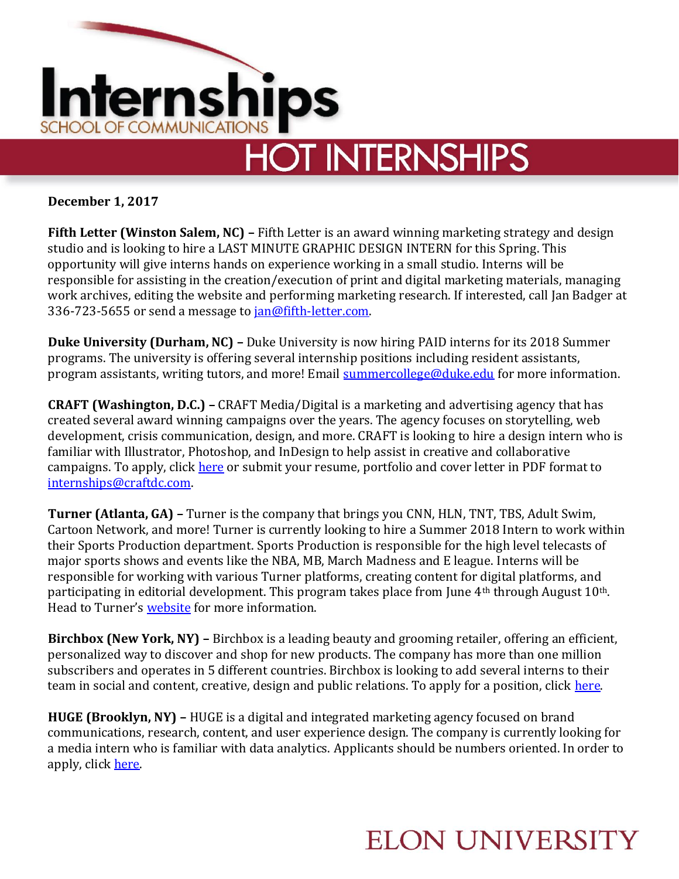# Internships

SCHOOL OF COMMUNICATIONS

## HOT INTERNSHIPS

**December 1, 2017**

**Fifth Letter (Winston Salem, NC) –** Fifth Letter is an award winning marketing strategy and design studio and is looking to hire a LAST MINUTE GRAPHIC DESIGN INTERN for this Spring. This opportunity will give interns hands on experience working in a small studio. Interns will be responsible for assisting in the creation/execution of print and digital marketing materials, managing work archives, editing the website and performing marketing research. If interested, call Jan Badger at 336-723-5655 or send a message to jan@fifth-letter.com.

**Duke University (Durham, NC) –** Duke University is now hiring PAID interns for its 2018 Summer programs. The university is offering several internship positions including resident assistants, program assistants, writing tutors, and more! Email summercollege@duke.edu for more information.

**CRAFT (Washington, D.C.) –** CRAFT Media/Digital is a marketing and advertising agency that has created several award winning campaigns over the years. The agency focuses on storytelling, web development, crisis communication, design, and more. CRAFT is looking to hire a design intern who is familiar with Illustrator, Photoshop, and InDesign to help assist in creative and collaborative campaigns. To apply, click here or submit your resume, portfolio and cover letter in PDF format to internships@craftdc.com.

**Turner (Atlanta, GA) –** Turner is the company that brings you CNN, HLN, TNT, TBS, Adult Swim, Cartoon Network, and more! Turner is currently looking to hire a Summer 2018 Intern to work within their Sports Production department. Sports Production is responsible for the high level telecasts of major sports shows and events like the NBA, MB, March Madness and E league. Interns will be responsible for working with various Turner platforms, creating content for digital platforms, and participating in editorial development. This program takes place from June 4th through August 10th. Head to Turner's website for more information.

**Birchbox (New York, NY) –** Birchbox is a leading beauty and grooming retailer, offering an efficient, personalized way to discover and shop for new products. The company has more than one million subscribers and operates in 5 different countries. Birchbox is looking to add several interns to their team in social and content, creative, design and public relations. To apply for a position, click here.

**HUGE (Brooklyn, NY) –** HUGE is a digital and integrated marketing agency focused on brand communications, research, content, and user experience design. The company is currently looking for a media intern who is familiar with data analytics. Applicants should be numbers oriented. In order to apply, click here.

ELON UNIVERSITY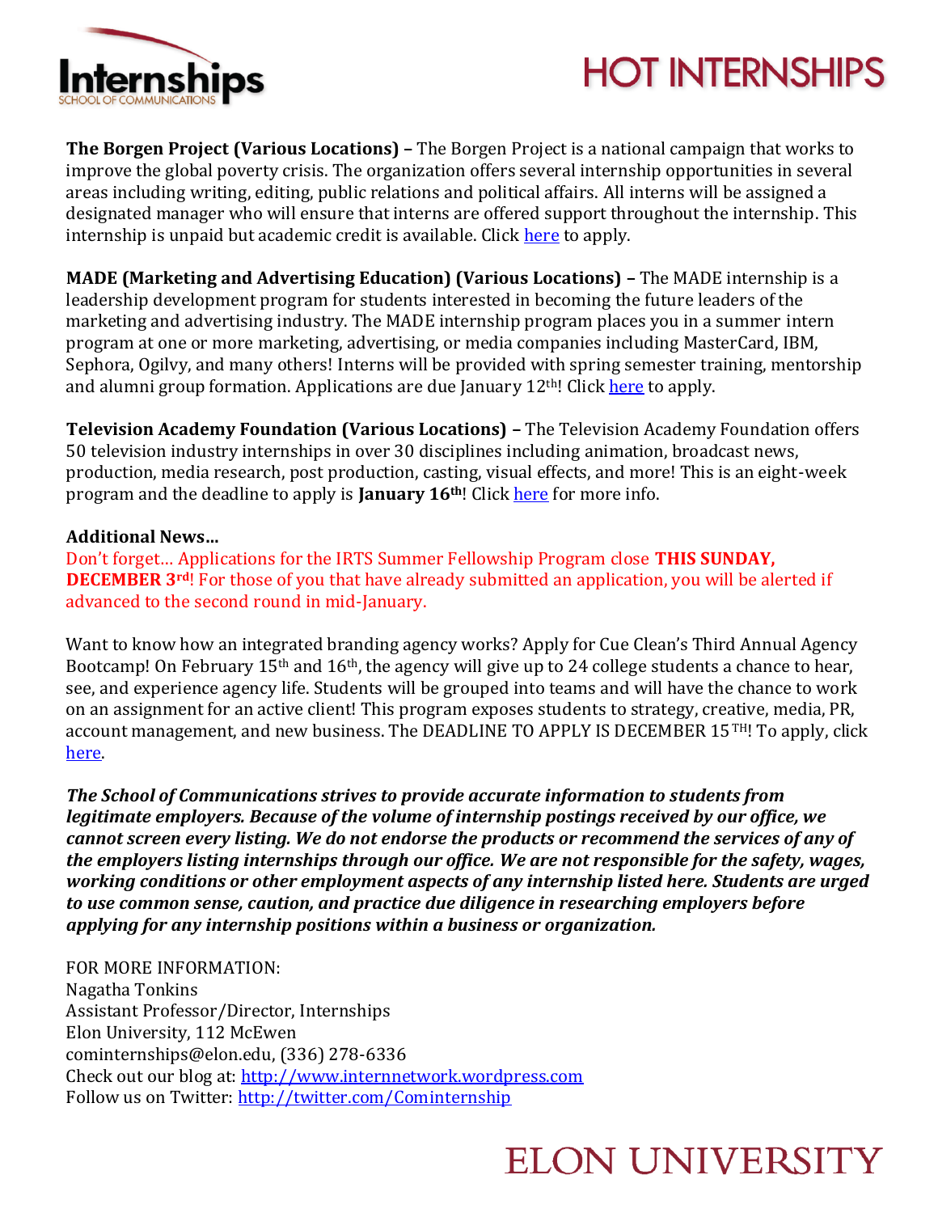# HOT INTERNSHIPS

**The Borgen Project (Various Locations) –** The Borgen Project is a national campaign that works to improve the global poverty crisis. The organization offers several internship opportunities in several areas including writing, editing, public relations and political affairs. All interns will be assigned a designated manager who will ensure that interns are offered support throughout the internship. This internship is unpaid but academic credit is available. Click here to apply.

**MADE (Marketing and Advertising Education) (Various Locations) –** The MADE internship is a leadership development program for students interested in becoming the future leaders of the marketing and advertising industry. The MADE internship program places you in a summer intern program at one or more marketing, advertising, or media companies including MasterCard, IBM, Sephora, Ogilvy, and many others! Interns will be provided with spring semester training, mentorship and alumni group formation. Applications are due January 12th! Click here to apply.

**Television Academy Foundation (Various Locations) –** The Television Academy Foundation offers 50 television industry internships in over 30 disciplines including animation, broadcast news, production, media research, post production, casting, visual effects, and more! This is an eight-week program and the deadline to apply is **January 16th**! Click here for more info.

**Additional News…**

Don't forget… Applications for the IRTS Summer Fellowship Program close **THIS SUNDAY, DECEMBER 3rd**! For those of you that have already submitted an application, you will be alerted if advanced to the second round in mid-January.

Want to know how an integrated branding agency works? Apply for Cue Clean's Third Annual Agency Bootcamp! On February 15th and 16th, the agency will give up to 24 college students a chance to hear, see, and experience agency life. Students will be grouped into teams and will have the chance to work on an assignment for an active client! This program exposes students to strategy, creative, media, PR, account management, and new business. The DEADLINE TO APPLY IS DECEMBER 15TH! To apply, click here.

***The School of Communications strives to provide accurate information to students from legitimate employers. Because of the volume of internship postings received by our office, we cannot screen every listing. We do not endorse the products or recommend the services of any of the employers listing internships through our office. We are not responsible for the safety, wages, working conditions or other employment aspects of any internship listed here. Students are urged to use common sense, caution, and practice due diligence in researching employers before applying for any internship positions within a business or organization.***

FOR MORE INFORMATION:
Nagatha Tonkins
Assistant Professor/Director, Internships
Elon University, 112 McEwen
cominternships@elon.edu, (336) 278-6336
Check out our blog at: http://www.internnetwork.wordpress.com
Follow us on Twitter: http://twitter.com/Cominternship

ELON UNIVERSITY